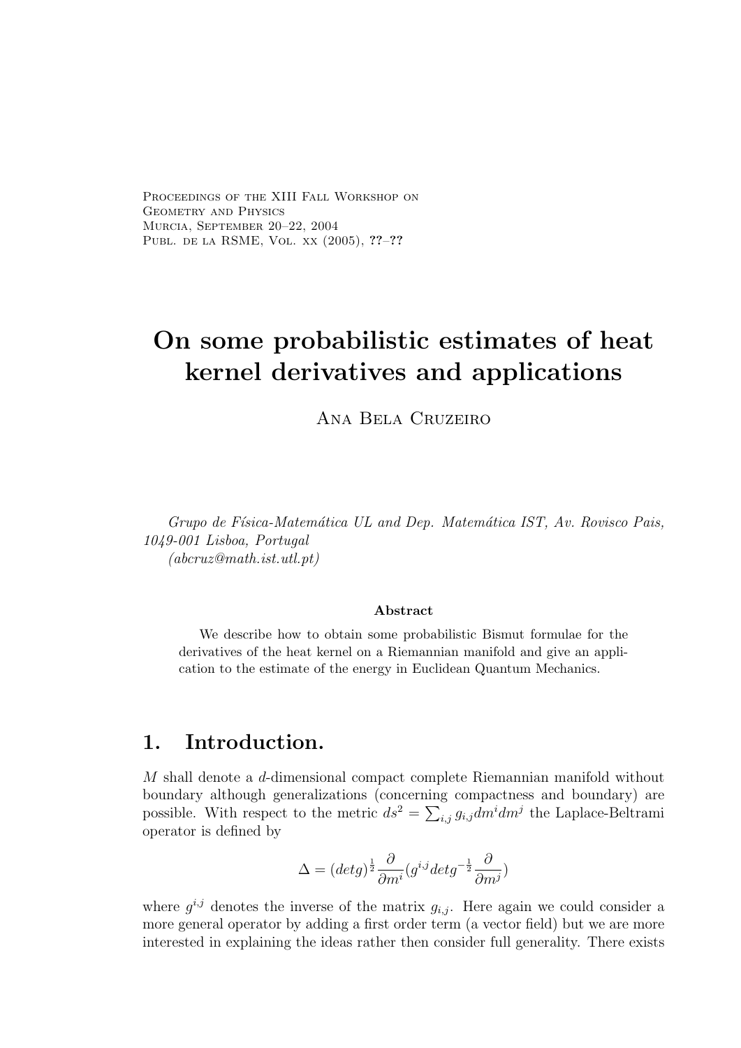Proceedings of the XIII Fall Workshop on Geometry and Physics
Murcia, September 20–22, 2004
Publ. de la RSME, Vol. xx (2005), ??–??

# On some probabilistic estimates of heat kernel derivatives and applications

Ana Bela Cruzeiro

*Grupo de Física-Matemática UL and Dep. Matemática IST, Av. Rovisco Pais, 1049-001 Lisboa, Portugal*
*(abcruz@math.ist.utl.pt)*

**Abstract**

We describe how to obtain some probabilistic Bismut formulae for the derivatives of the heat kernel on a Riemannian manifold and give an application to the estimate of the energy in Euclidean Quantum Mechanics.

## 1. Introduction.

$M$ shall denote a $d$-dimensional compact complete Riemannian manifold without boundary although generalizations (concerning compactness and boundary) are possible. With respect to the metric $ds^2 = \sum_{i,j} g_{i,j} dm^i dm^j$ the Laplace-Beltrami operator is defined by

$$\Delta = (detg)^{\frac{1}{2}} \frac{\partial}{\partial m^i}(g^{i,j} detg^{-\frac{1}{2}} \frac{\partial}{\partial m^j})$$

where $g^{i,j}$ denotes the inverse of the matrix $g_{i,j}$. Here again we could consider a more general operator by adding a first order term (a vector field) but we are more interested in explaining the ideas rather then consider full generality. There exists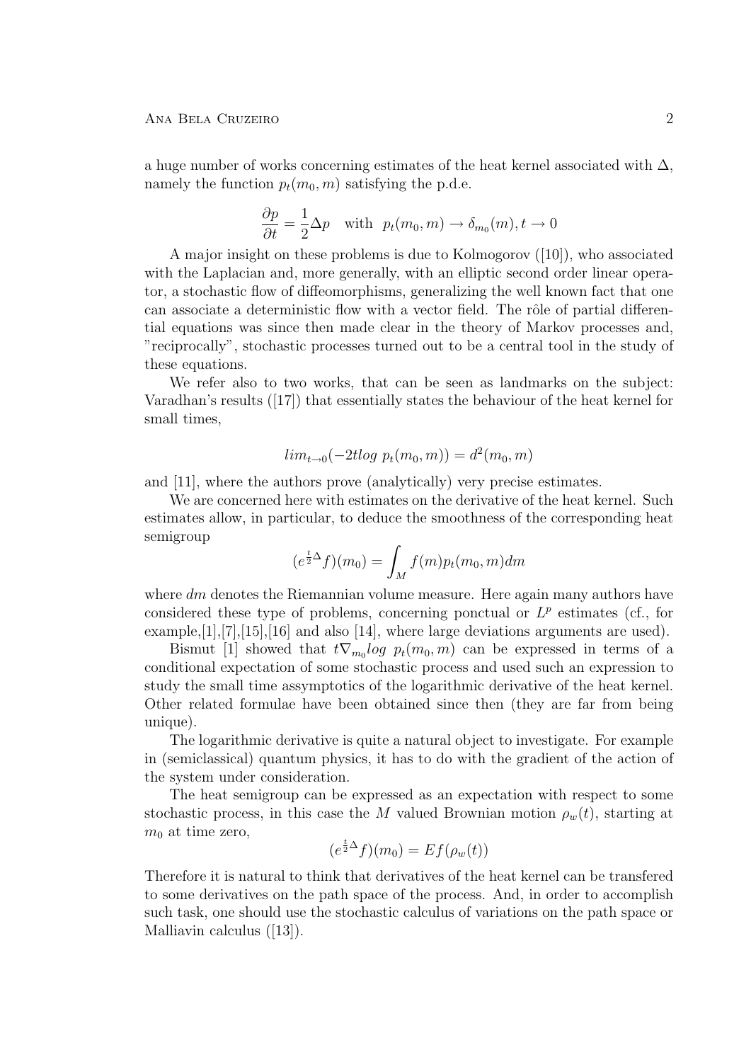a huge number of works concerning estimates of the heat kernel associated with $\Delta$, namely the function $p_t(m_0, m)$ satisfying the p.d.e.

$$\frac{\partial p}{\partial t} = \frac{1}{2}\Delta p \quad \text{with} \quad p_t(m_0, m) \to \delta_{m_0}(m), t \to 0$$

A major insight on these problems is due to Kolmogorov ([10]), who associated with the Laplacian and, more generally, with an elliptic second order linear operator, a stochastic flow of diffeomorphisms, generalizing the well known fact that one can associate a deterministic flow with a vector field. The rôle of partial differential equations was since then made clear in the theory of Markov processes and, "reciprocally", stochastic processes turned out to be a central tool in the study of these equations.

We refer also to two works, that can be seen as landmarks on the subject: Varadhan's results ([17]) that essentially states the behaviour of the heat kernel for small times,

$$lim_{t\to 0}(-2tlog\ p_t(m_0, m)) = d^2(m_0, m)$$

and [11], where the authors prove (analytically) very precise estimates.

We are concerned here with estimates on the derivative of the heat kernel. Such estimates allow, in particular, to deduce the smoothness of the corresponding heat semigroup

$$(e^{\frac{t}{2}\Delta} f)(m_0) = \int_M f(m) p_t(m_0, m) dm$$

where $dm$ denotes the Riemannian volume measure. Here again many authors have considered these type of problems, concerning ponctual or $L^p$ estimates (cf., for example,[1],[7],[15],[16] and also [14], where large deviations arguments are used).

Bismut [1] showed that $t\nabla_{m_0} log\ p_t(m_0, m)$ can be expressed in terms of a conditional expectation of some stochastic process and used such an expression to study the small time assymptotics of the logarithmic derivative of the heat kernel. Other related formulae have been obtained since then (they are far from being unique).

The logarithmic derivative is quite a natural object to investigate. For example in (semiclassical) quantum physics, it has to do with the gradient of the action of the system under consideration.

The heat semigroup can be expressed as an expectation with respect to some stochastic process, in this case the $M$ valued Brownian motion $\rho_w(t)$, starting at $m_0$ at time zero,

$$(e^{\frac{t}{2}\Delta} f)(m_0) = Ef(\rho_w(t))$$

Therefore it is natural to think that derivatives of the heat kernel can be transfered to some derivatives on the path space of the process. And, in order to accomplish such task, one should use the stochastic calculus of variations on the path space or Malliavin calculus ([13]).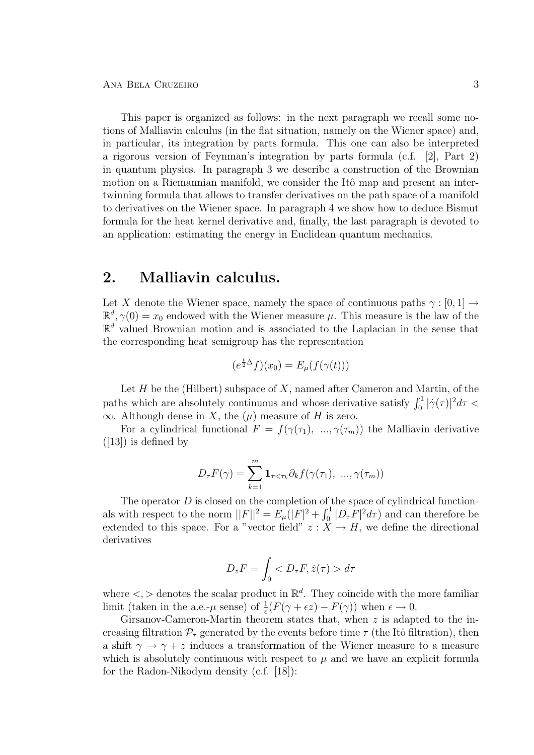This paper is organized as follows: in the next paragraph we recall some notions of Malliavin calculus (in the flat situation, namely on the Wiener space) and, in particular, its integration by parts formula. This one can also be interpreted a rigorous version of Feynman's integration by parts formula (c.f. [2], Part 2) in quantum physics. In paragraph 3 we describe a construction of the Brownian motion on a Riemannian manifold, we consider the Itô map and present an intertwinning formula that allows to transfer derivatives on the path space of a manifold to derivatives on the Wiener space. In paragraph 4 we show how to deduce Bismut formula for the heat kernel derivative and, finally, the last paragraph is devoted to an application: estimating the energy in Euclidean quantum mechanics.

## 2. Malliavin calculus.

Let $X$ denote the Wiener space, namely the space of continuous paths $\gamma : [0,1] \to \mathbb{R}^d, \gamma(0) = x_0$ endowed with the Wiener measure $\mu$. This measure is the law of the $\mathbb{R}^d$ valued Brownian motion and is associated to the Laplacian in the sense that the corresponding heat semigroup has the representation

$$(e^{\frac{t}{2}\Delta} f)(x_0) = E_\mu(f(\gamma(t)))$$

Let $H$ be the (Hilbert) subspace of $X$, named after Cameron and Martin, of the paths which are absolutely continuous and whose derivative satisfy $\int_0^1 |\dot{\gamma}(\tau)|^2 d\tau < \infty$. Although dense in $X$, the ($\mu$) measure of $H$ is zero.

For a cylindrical functional $F = f(\gamma(\tau_1),\ ..., \gamma(\tau_m))$ the Malliavin derivative ([13]) is defined by

$$D_\tau F(\gamma) = \sum_{k=1}^{m} \mathbf{1}_{\tau < \tau_k} \partial_k f(\gamma(\tau_1),\ ..., \gamma(\tau_m))$$

The operator $D$ is closed on the completion of the space of cylindrical functionals with respect to the norm $||F||^2 = E_\mu(|F|^2 + \int_0^1 |D_\tau F|^2 d\tau)$ and can therefore be extended to this space. For a "vector field" $z : X \to H$, we define the directional derivatives

$$D_z F = \int_0 < D_\tau F, \dot{z}(\tau) > d\tau$$

where $<,>$ denotes the scalar product in $\mathbb{R}^d$. They coincide with the more familiar limit (taken in the a.e.-$\mu$ sense) of $\frac{1}{\epsilon}(F(\gamma + \epsilon z) - F(\gamma))$ when $\epsilon \to 0$.

Girsanov-Cameron-Martin theorem states that, when $z$ is adapted to the increasing filtration $\mathcal{P}_\tau$ generated by the events before time $\tau$ (the Itô filtration), then a shift $\gamma \to \gamma + z$ induces a transformation of the Wiener measure to a measure which is absolutely continuous with respect to $\mu$ and we have an explicit formula for the Radon-Nikodym density (c.f. [18]):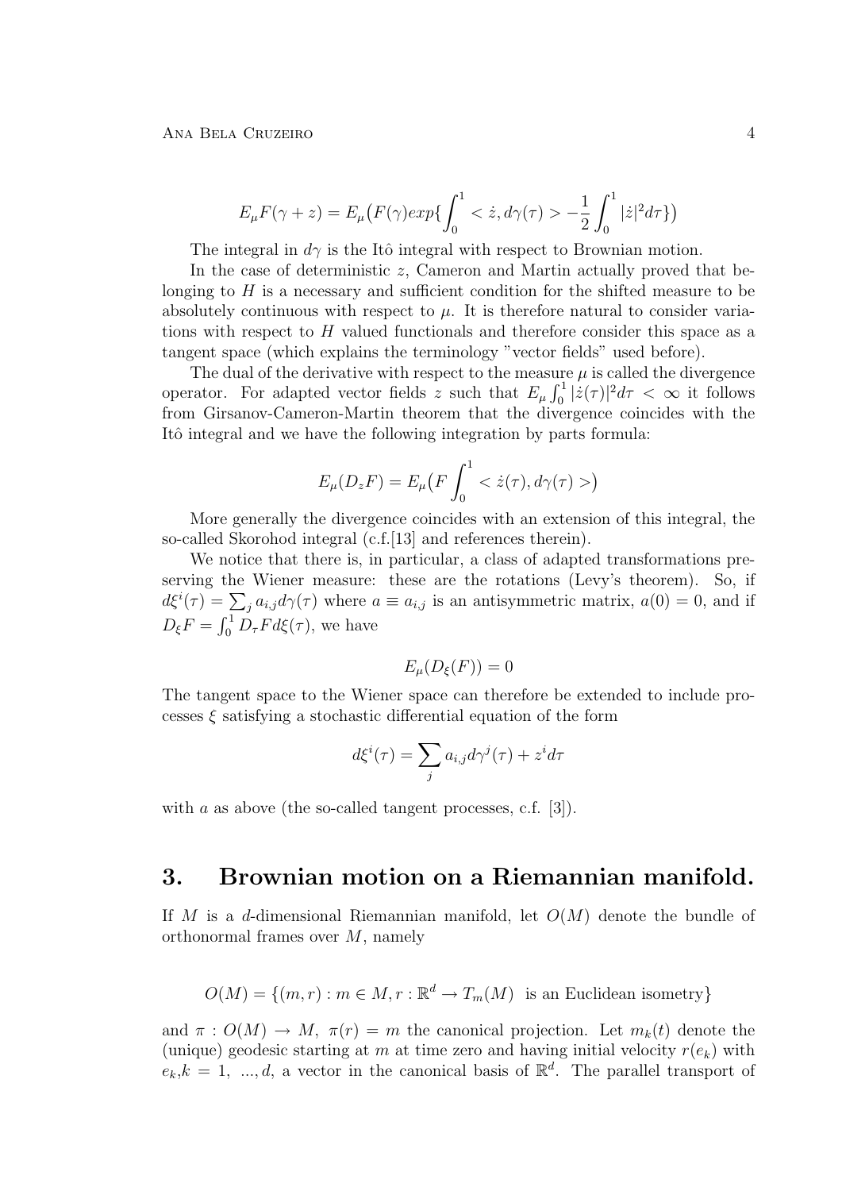$$E_\mu F(\gamma + z) = E_\mu\big(F(\gamma) exp\{\int_0^1 <\dot{z}, d\gamma(\tau)> -\frac{1}{2}\int_0^1 |\dot{z}|^2 d\tau\}\big)$$

The integral in $d\gamma$ is the Itô integral with respect to Brownian motion.

In the case of deterministic $z$, Cameron and Martin actually proved that belonging to $H$ is a necessary and sufficient condition for the shifted measure to be absolutely continuous with respect to $\mu$. It is therefore natural to consider variations with respect to $H$ valued functionals and therefore consider this space as a tangent space (which explains the terminology "vector fields" used before).

The dual of the derivative with respect to the measure $\mu$ is called the divergence operator. For adapted vector fields $z$ such that $E_\mu \int_0^1 |\dot{z}(\tau)|^2 d\tau < \infty$ it follows from Girsanov-Cameron-Martin theorem that the divergence coincides with the Itô integral and we have the following integration by parts formula:

$$E_\mu(D_z F) = E_\mu\big(F \int_0^1 <\dot{z}(\tau), d\gamma(\tau)>\big)$$

More generally the divergence coincides with an extension of this integral, the so-called Skorohod integral (c.f.[13] and references therein).

We notice that there is, in particular, a class of adapted transformations preserving the Wiener measure: these are the rotations (Levy's theorem). So, if $d\xi^i(\tau) = \sum_j a_{i,j} d\gamma(\tau)$ where $a \equiv a_{i,j}$ is an antisymmetric matrix, $a(0) = 0$, and if $D_\xi F = \int_0^1 D_\tau F d\xi(\tau)$, we have

$$E_\mu(D_\xi(F)) = 0$$

The tangent space to the Wiener space can therefore be extended to include processes $\xi$ satisfying a stochastic differential equation of the form

$$d\xi^i(\tau) = \sum_j a_{i,j} d\gamma^j(\tau) + z^i d\tau$$

with $a$ as above (the so-called tangent processes, c.f. [3]).

## 3. Brownian motion on a Riemannian manifold.

If $M$ is a $d$-dimensional Riemannian manifold, let $O(M)$ denote the bundle of orthonormal frames over $M$, namely

$$O(M) = \{(m, r) : m \in M, r : \mathbb{R}^d \to T_m(M) \text{ is an Euclidean isometry}\}$$

and $\pi : O(M) \to M$, $\pi(r) = m$ the canonical projection. Let $m_k(t)$ denote the (unique) geodesic starting at $m$ at time zero and having initial velocity $r(e_k)$ with $e_k, k = 1, \ ..., d$, a vector in the canonical basis of $\mathbb{R}^d$. The parallel transport of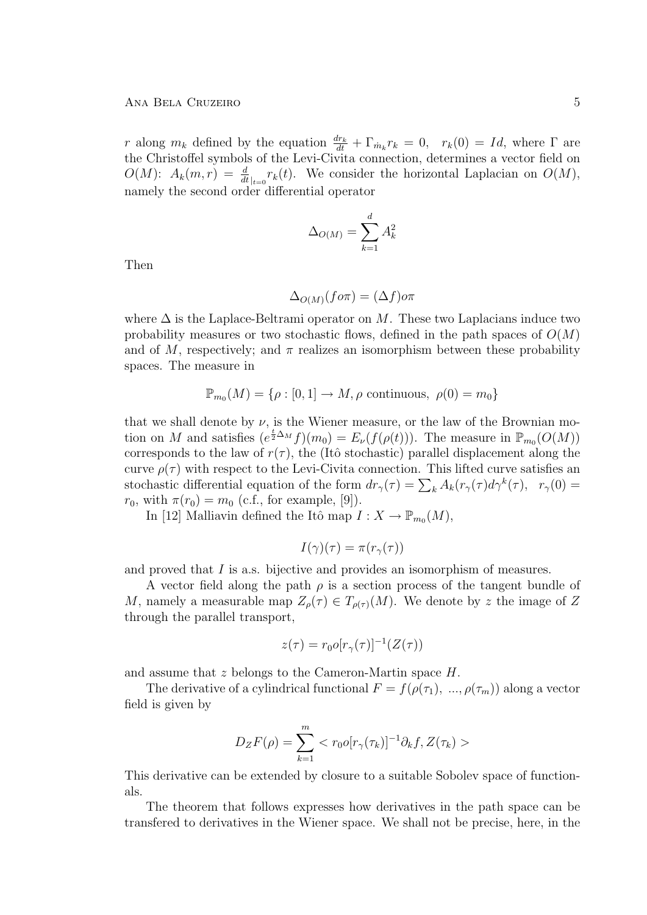$r$ along $m_k$ defined by the equation $\frac{dr_k}{dt} + \Gamma_{\dot{m}_k} r_k = 0, \quad r_k(0) = Id$, where $\Gamma$ are the Christoffel symbols of the Levi-Civita connection, determines a vector field on $O(M)$: $A_k(m,r) = \frac{d}{dt}_{|_{t=0}} r_k(t)$. We consider the horizontal Laplacian on $O(M)$, namely the second order differential operator

$$\Delta_{O(M)} = \sum_{k=1}^{d} A_k^2$$

Then

$$\Delta_{O(M)}(f o \pi) = (\Delta f) o \pi$$

where $\Delta$ is the Laplace-Beltrami operator on $M$. These two Laplacians induce two probability measures or two stochastic flows, defined in the path spaces of $O(M)$ and of $M$, respectively; and $\pi$ realizes an isomorphism between these probability spaces. The measure in

$$\mathbb{P}_{m_0}(M) = \{\rho : [0,1] \to M, \rho \text{ continuous}, \ \rho(0) = m_0\}$$

that we shall denote by $\nu$, is the Wiener measure, or the law of the Brownian motion on $M$ and satisfies $(e^{\frac{t}{2}\Delta_M} f)(m_0) = E_\nu(f(\rho(t)))$. The measure in $\mathbb{P}_{m_0}(O(M))$ corresponds to the law of $r(\tau)$, the (Itô stochastic) parallel displacement along the curve $\rho(\tau)$ with respect to the Levi-Civita connection. This lifted curve satisfies an stochastic differential equation of the form $dr_\gamma(\tau) = \sum_k A_k(r_\gamma(\tau) d\gamma^k(\tau), \quad r_\gamma(0) = r_0$, with $\pi(r_0) = m_0$ (c.f., for example, [9]).

In [12] Malliavin defined the Itô map $I : X \to \mathbb{P}_{m_0}(M)$,

$$I(\gamma)(\tau) = \pi(r_\gamma(\tau))$$

and proved that $I$ is a.s. bijective and provides an isomorphism of measures.

A vector field along the path $\rho$ is a section process of the tangent bundle of $M$, namely a measurable map $Z_\rho(\tau) \in T_{\rho(\tau)}(M)$. We denote by $z$ the image of $Z$ through the parallel transport,

$$z(\tau) = r_0 o [r_\gamma(\tau)]^{-1}(Z(\tau))$$

and assume that $z$ belongs to the Cameron-Martin space $H$.

The derivative of a cylindrical functional $F = f(\rho(\tau_1), \ ..., \rho(\tau_m))$ along a vector field is given by

$$D_Z F(\rho) = \sum_{k=1}^{m} < r_0 o [r_\gamma(\tau_k)]^{-1} \partial_k f, Z(\tau_k) >$$

This derivative can be extended by closure to a suitable Sobolev space of functionals.

The theorem that follows expresses how derivatives in the path space can be transfered to derivatives in the Wiener space. We shall not be precise, here, in the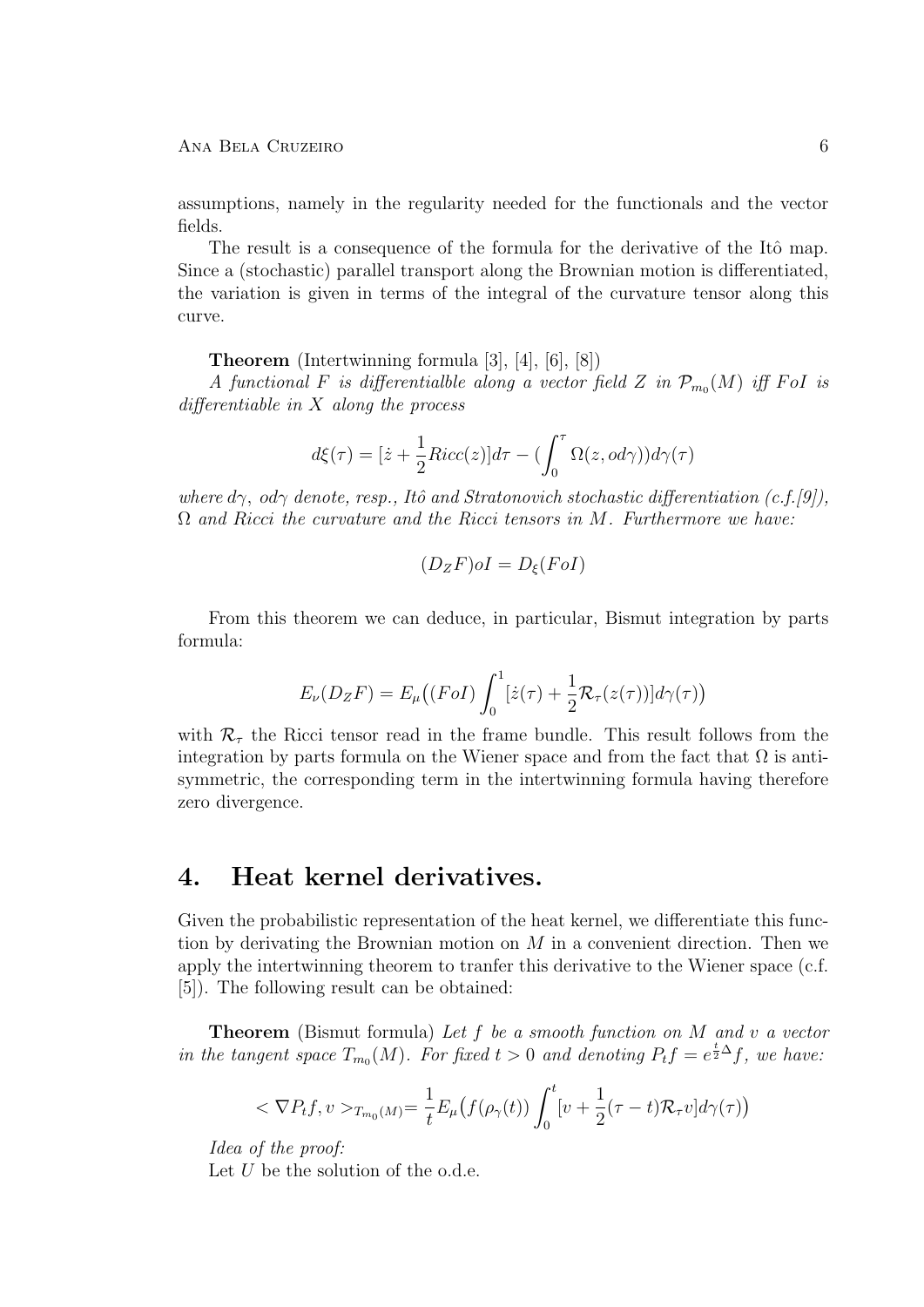assumptions, namely in the regularity needed for the functionals and the vector fields.

The result is a consequence of the formula for the derivative of the Itô map. Since a (stochastic) parallel transport along the Brownian motion is differentiated, the variation is given in terms of the integral of the curvature tensor along this curve.

**Theorem** (Intertwinning formula [3], [4], [6], [8])
*A functional $F$ is differentialble along a vector field $Z$ in $\mathcal{P}_{m_0}(M)$ iff $FoI$ is differentiable in $X$ along the process*

$$d\xi(\tau) = [\dot{z} + \frac{1}{2}Ricc(z)]d\tau - (\int_0^\tau \Omega(z, od\gamma))d\gamma(\tau)$$

*where $d\gamma$, $od\gamma$ denote, resp., Itô and Stratonovich stochastic differentiation (c.f.[9]), $\Omega$ and Ricci the curvature and the Ricci tensors in $M$. Furthermore we have:*

$$(D_Z F)oI = D_\xi(FoI)$$

From this theorem we can deduce, in particular, Bismut integration by parts formula:

$$E_\nu(D_Z F) = E_\mu\big((FoI)\int_0^1 [\dot{z}(\tau) + \frac{1}{2}\mathcal{R}_\tau(z(\tau))]d\gamma(\tau)\big)$$

with $\mathcal{R}_\tau$ the Ricci tensor read in the frame bundle. This result follows from the integration by parts formula on the Wiener space and from the fact that $\Omega$ is antisymmetric, the corresponding term in the intertwinning formula having therefore zero divergence.

## 4. Heat kernel derivatives.

Given the probabilistic representation of the heat kernel, we differentiate this function by derivating the Brownian motion on $M$ in a convenient direction. Then we apply the intertwinning theorem to tranfer this derivative to the Wiener space (c.f. [5]). The following result can be obtained:

**Theorem** (Bismut formula) *Let $f$ be a smooth function on $M$ and $v$ a vector in the tangent space $T_{m_0}(M)$. For fixed $t > 0$ and denoting $P_t f = e^{\frac{t}{2}\Delta} f$, we have:*

$$< \nabla P_t f, v >_{T_{m_0}(M)} = \frac{1}{t} E_\mu\big(f(\rho_\gamma(t))\int_0^t [v + \frac{1}{2}(\tau - t)\mathcal{R}_\tau v]d\gamma(\tau)\big)$$

*Idea of the proof:*
Let $U$ be the solution of the o.d.e.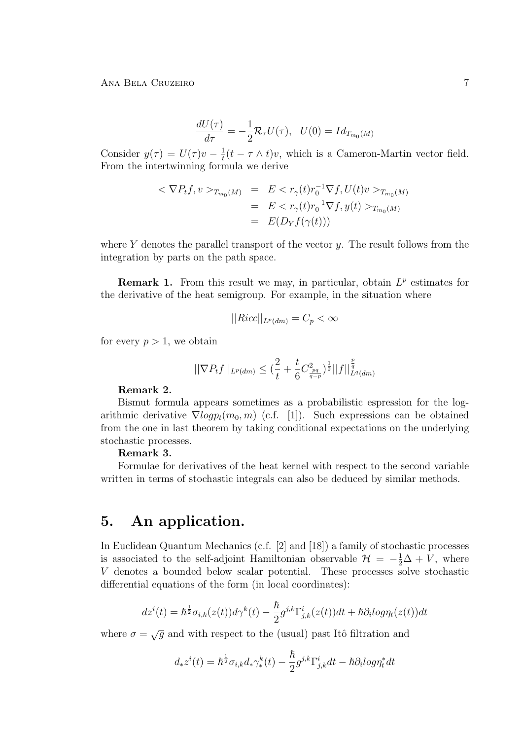$$\frac{dU(\tau)}{d\tau} = -\frac{1}{2}\mathcal{R}_\tau U(\tau), \quad U(0) = Id_{T_{m_0}(M)}$$

Consider $y(\tau) = U(\tau)v - \frac{1}{t}(t - \tau \wedge t)v$, which is a Cameron-Martin vector field. From the intertwinning formula we derive

$$\begin{aligned}
< \nabla P_t f, v >_{T_{m_0}(M)} &= E < r_\gamma(t) r_0^{-1} \nabla f, U(t)v >_{T_{m_0}(M)} \\
&= E < r_\gamma(t) r_0^{-1} \nabla f, y(t) >_{T_{m_0}(M)} \\
&= E(D_Y f(\gamma(t)))
\end{aligned}$$

where $Y$ denotes the parallel transport of the vector $y$. The result follows from the integration by parts on the path space.

**Remark 1.** From this result we may, in particular, obtain $L^p$ estimates for the derivative of the heat semigroup. For example, in the situation where

$$||Ricc||_{L^p(dm)} = C_p < \infty$$

for every $p > 1$, we obtain

$$||\nabla P_t f||_{L^p(dm)} \leq \left(\frac{2}{t} + \frac{t}{6} C^2_{\frac{pq}{q-p}}\right)^{\frac{1}{2}} ||f||^{\frac{p}{q}}_{L^q(dm)}$$

**Remark 2.**

Bismut formula appears sometimes as a probabilistic espression for the logarithmic derivative $\nabla log p_t(m_0, m)$ (c.f. [1]). Such expressions can be obtained from the one in last theorem by taking conditional expectations on the underlying stochastic processes.

**Remark 3.**

Formulae for derivatives of the heat kernel with respect to the second variable written in terms of stochastic integrals can also be deduced by similar methods.

## 5. An application.

In Euclidean Quantum Mechanics (c.f. [2] and [18]) a family of stochastic processes is associated to the self-adjoint Hamiltonian observable $\mathcal{H} = -\frac{1}{2}\Delta + V$, where $V$ denotes a bounded below scalar potential. These processes solve stochastic differential equations of the form (in local coordinates):

$$dz^i(t) = \hbar^{\frac{1}{2}} \sigma_{i,k}(z(t)) d\gamma^k(t) - \frac{\hbar}{2} g^{j,k} \Gamma^i_{j,k}(z(t)) dt + \hbar \partial_i log \eta_t(z(t)) dt$$

where $\sigma = \sqrt{g}$ and with respect to the (usual) past Itô filtration and

$$d_* z^i(t) = \hbar^{\frac{1}{2}} \sigma_{i,k} d_* \gamma^k_*(t) - \frac{\hbar}{2} g^{j,k} \Gamma^i_{j,k} dt - \hbar \partial_i log \eta^*_t dt$$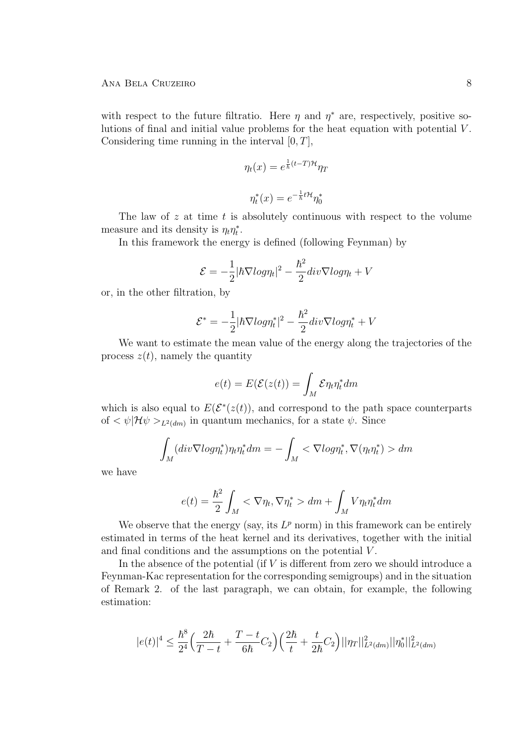with respect to the future filtratio. Here $\eta$ and $\eta^*$ are, respectively, positive solutions of final and initial value problems for the heat equation with potential $V$. Considering time running in the interval $[0, T]$,

$$\eta_t(x) = e^{\frac{1}{\hbar}(t-T)\mathcal{H}}\eta_T$$

$$\eta_t^*(x) = e^{-\frac{1}{\hbar}t\mathcal{H}}\eta_0^*$$

The law of $z$ at time $t$ is absolutely continuous with respect to the volume measure and its density is $\eta_t\eta_t^*$.

In this framework the energy is defined (following Feynman) by

$$\mathcal{E} = -\frac{1}{2}|\hbar\nabla log\eta_t|^2 - \frac{\hbar^2}{2}div\nabla log\eta_t + V$$

or, in the other filtration, by

$$\mathcal{E}^* = -\frac{1}{2}|\hbar\nabla log\eta_t^*|^2 - \frac{\hbar^2}{2}div\nabla log\eta_t^* + V$$

We want to estimate the mean value of the energy along the trajectories of the process $z(t)$, namely the quantity

$$e(t) = E(\mathcal{E}(z(t))) = \int_M \mathcal{E}\eta_t\eta_t^* dm$$

which is also equal to $E(\mathcal{E}^*(z(t))$, and correspond to the path space counterparts of $<\psi|\mathcal{H}\psi>_{L^2(dm)}$ in quantum mechanics, for a state $\psi$. Since

$$\int_M (div\nabla log\eta_t^*)\eta_t\eta_t^* dm = -\int_M <\nabla log\eta_t^*, \nabla(\eta_t\eta_t^*)> dm$$

we have

$$e(t) = \frac{\hbar^2}{2}\int_M <\nabla\eta_t, \nabla\eta_t^*> dm + \int_M V\eta_t\eta_t^* dm$$

We observe that the energy (say, its $L^p$ norm) in this framework can be entirely estimated in terms of the heat kernel and its derivatives, together with the initial and final conditions and the assumptions on the potential $V$.

In the absence of the potential (if $V$ is different from zero we should introduce a Feynman-Kac representation for the corresponding semigroups) and in the situation of Remark 2. of the last paragraph, we can obtain, for example, the following estimation:

$$|e(t)|^4 \leq \frac{\hbar^8}{2^4}\Big(\frac{2\hbar}{T-t} + \frac{T-t}{6\hbar}C_2\Big)\Big(\frac{2\hbar}{t} + \frac{t}{2\hbar}C_2\Big)||\eta_T||^2_{L^2(dm)}||\eta_0^*||^2_{L^2(dm)}$$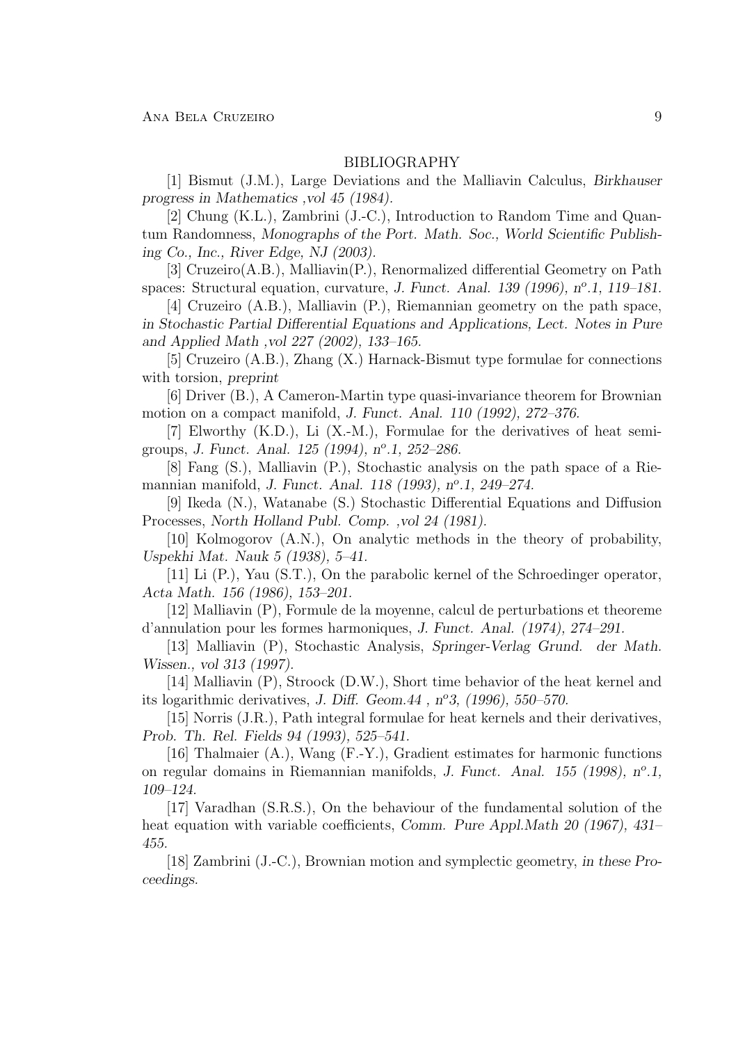## BIBLIOGRAPHY

[1] Bismut (J.M.), Large Deviations and the Malliavin Calculus, *Birkhauser progress in Mathematics ,vol 45 (1984).*

[2] Chung (K.L.), Zambrini (J.-C.), Introduction to Random Time and Quantum Randomness, *Monographs of the Port. Math. Soc., World Scientific Publishing Co., Inc., River Edge, NJ (2003).*

[3] Cruzeiro(A.B.), Malliavin(P.), Renormalized differential Geometry on Path spaces: Structural equation, curvature, *J. Funct. Anal. 139 (1996), n$^o$.1, 119–181.*

[4] Cruzeiro (A.B.), Malliavin (P.), Riemannian geometry on the path space, *in Stochastic Partial Differential Equations and Applications, Lect. Notes in Pure and Applied Math ,vol 227 (2002), 133–165.*

[5] Cruzeiro (A.B.), Zhang (X.) Harnack-Bismut type formulae for connections with torsion, *preprint*

[6] Driver (B.), A Cameron-Martin type quasi-invariance theorem for Brownian motion on a compact manifold, *J. Funct. Anal. 110 (1992), 272–376.*

[7] Elworthy (K.D.), Li (X.-M.), Formulae for the derivatives of heat semigroups, *J. Funct. Anal. 125 (1994), n$^o$.1, 252–286.*

[8] Fang (S.), Malliavin (P.), Stochastic analysis on the path space of a Riemannian manifold, *J. Funct. Anal. 118 (1993), n$^o$.1, 249–274.*

[9] Ikeda (N.), Watanabe (S.) Stochastic Differential Equations and Diffusion Processes, *North Holland Publ. Comp. ,vol 24 (1981).*

[10] Kolmogorov (A.N.), On analytic methods in the theory of probability, *Uspekhi Mat. Nauk 5 (1938), 5–41.*

[11] Li (P.), Yau (S.T.), On the parabolic kernel of the Schroedinger operator, *Acta Math. 156 (1986), 153–201.*

[12] Malliavin (P), Formule de la moyenne, calcul de perturbations et theoreme d'annulation pour les formes harmoniques, *J. Funct. Anal. (1974), 274–291.*

[13] Malliavin (P), Stochastic Analysis, *Springer-Verlag Grund. der Math. Wissen., vol 313 (1997).*

[14] Malliavin (P), Stroock (D.W.), Short time behavior of the heat kernel and its logarithmic derivatives, *J. Diff. Geom.44 , n$^o$3, (1996), 550–570.*

[15] Norris (J.R.), Path integral formulae for heat kernels and their derivatives, *Prob. Th. Rel. Fields 94 (1993), 525–541.*

[16] Thalmaier (A.), Wang (F.-Y.), Gradient estimates for harmonic functions on regular domains in Riemannian manifolds, *J. Funct. Anal. 155 (1998), n$^o$.1, 109–124.*

[17] Varadhan (S.R.S.), On the behaviour of the fundamental solution of the heat equation with variable coefficients, *Comm. Pure Appl.Math 20 (1967), 431–455.*

[18] Zambrini (J.-C.), Brownian motion and symplectic geometry, *in these Proceedings.*